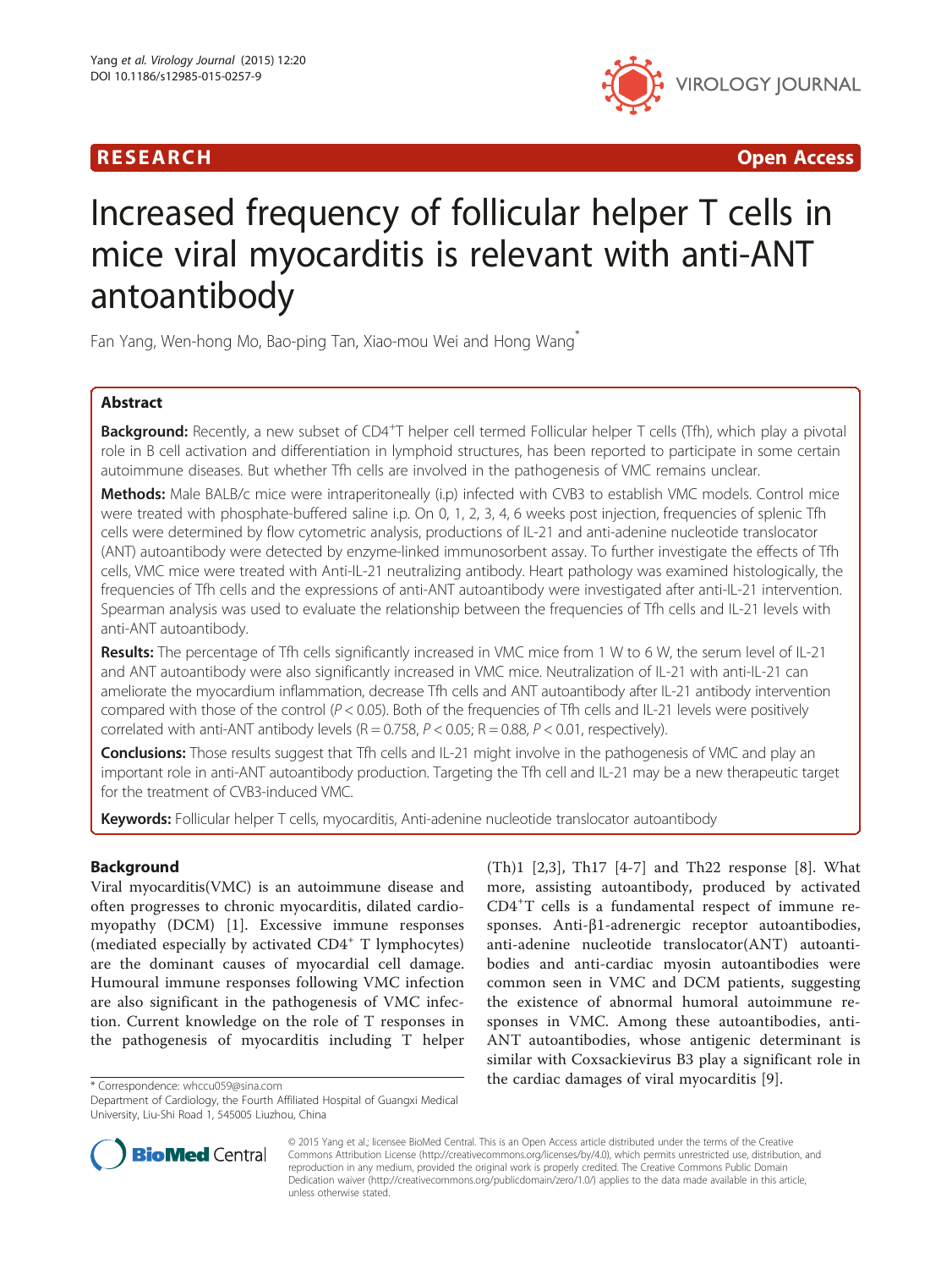RESEARCH Open Access

# Increased frequency of follicular helper T cells in mice viral myocarditis is relevant with anti-ANT antoantibody

Fan Yang, Wen-hong Mo, Bao-ping Tan, Xiao-mou Wei and Hong Wang*

## Abstract

**Background:** Recently, a new subset of CD4$^+$T helper cell termed Follicular helper T cells (Tfh), which play a pivotal role in B cell activation and differentiation in lymphoid structures, has been reported to participate in some certain autoimmune diseases. But whether Tfh cells are involved in the pathogenesis of VMC remains unclear.

**Methods:** Male BALB/c mice were intraperitoneally (i.p) infected with CVB3 to establish VMC models. Control mice were treated with phosphate-buffered saline i.p. On 0, 1, 2, 3, 4, 6 weeks post injection, frequencies of splenic Tfh cells were determined by flow cytometric analysis, productions of IL-21 and anti-adenine nucleotide translocator (ANT) autoantibody were detected by enzyme-linked immunosorbent assay. To further investigate the effects of Tfh cells, VMC mice were treated with Anti-IL-21 neutralizing antibody. Heart pathology was examined histologically, the frequencies of Tfh cells and the expressions of anti-ANT autoantibody were investigated after anti-IL-21 intervention. Spearman analysis was used to evaluate the relationship between the frequencies of Tfh cells and IL-21 levels with anti-ANT autoantibody.

**Results:** The percentage of Tfh cells significantly increased in VMC mice from 1 W to 6 W, the serum level of IL-21 and ANT autoantibody were also significantly increased in VMC mice. Neutralization of IL-21 with anti-IL-21 can ameliorate the myocardium inflammation, decrease Tfh cells and ANT autoantibody after IL-21 antibody intervention compared with those of the control ($P < 0.05$). Both of the frequencies of Tfh cells and IL-21 levels were positively correlated with anti-ANT antibody levels ($R = 0.758$, $P < 0.05$; $R = 0.88$, $P < 0.01$, respectively).

**Conclusions:** Those results suggest that Tfh cells and IL-21 might involve in the pathogenesis of VMC and play an important role in anti-ANT autoantibody production. Targeting the Tfh cell and IL-21 may be a new therapeutic target for the treatment of CVB3-induced VMC.

**Keywords:** Follicular helper T cells, myocarditis, Anti-adenine nucleotide translocator autoantibody

## Background

Viral myocarditis(VMC) is an autoimmune disease and often progresses to chronic myocarditis, dilated cardiomyopathy (DCM) [1]. Excessive immune responses (mediated especially by activated CD4$^+$ T lymphocytes) are the dominant causes of myocardial cell damage. Humoural immune responses following VMC infection are also significant in the pathogenesis of VMC infection. Current knowledge on the role of T responses in the pathogenesis of myocarditis including T helper (Th)1 [2,3], Th17 [4-7] and Th22 response [8]. What more, assisting autoantibody, produced by activated CD4$^+$T cells is a fundamental respect of immune responses. Anti-β1-adrenergic receptor autoantibodies, anti-adenine nucleotide translocator(ANT) autoantibodies and anti-cardiac myosin autoantibodies were common seen in VMC and DCM patients, suggesting the existence of abnormal humoral autoimmune responses in VMC. Among these autoantibodies, anti-ANT autoantibodies, whose antigenic determinant is similar with Coxsackievirus B3 play a significant role in the cardiac damages of viral myocarditis [9].

* Correspondence: whccu059@sina.com
Department of Cardiology, the Fourth Affiliated Hospital of Guangxi Medical University, Liu-Shi Road 1, 545005 Liuzhou, China

© 2015 Yang et al.; licensee BioMed Central. This is an Open Access article distributed under the terms of the Creative Commons Attribution License (http://creativecommons.org/licenses/by/4.0), which permits unrestricted use, distribution, and reproduction in any medium, provided the original work is properly credited. The Creative Commons Public Domain Dedication waiver (http://creativecommons.org/publicdomain/zero/1.0/) applies to the data made available in this article, unless otherwise stated.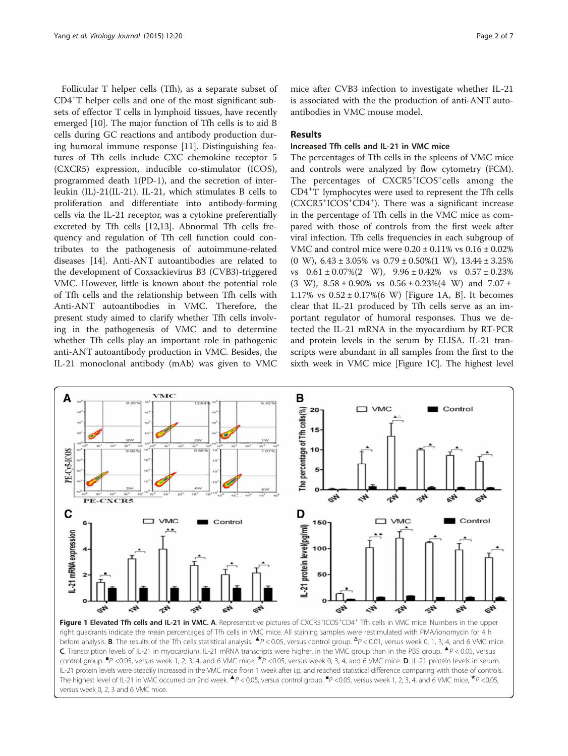Follicular T helper cells (Tfh), as a separate subset of $CD4^+$T helper cells and one of the most significant subsets of effector T cells in lymphoid tissues, have recently emerged [10]. The major function of Tfh cells is to aid B cells during GC reactions and antibody production during humoral immune response [11]. Distinguishing features of Tfh cells include CXC chemokine receptor 5 (CXCR5) expression, inducible co-stimulator (ICOS), programmed death 1(PD-1), and the secretion of interleukin (IL)-21(IL-21). IL-21, which stimulates B cells to proliferation and differentiate into antibody-forming cells via the IL-21 receptor, was a cytokine preferentially excreted by Tfh cells [12,13]. Abnormal Tfh cells frequency and regulation of Tfh cell function could contributes to the pathogenesis of autoimmune-related diseases [14]. Anti-ANT autoantibodies are related to the development of Coxsackievirus B3 (CVB3)-triggered VMC. However, little is known about the potential role of Tfh cells and the relationship between Tfh cells with Anti-ANT autoantibodies in VMC. Therefore, the present study aimed to clarify whether Tfh cells involving in the pathogenesis of VMC and to determine whether Tfh cells play an important role in pathogenic anti-ANT autoantibody production in VMC. Besides, the IL-21 monoclonal antibody (mAb) was given to VMC mice after CVB3 infection to investigate whether IL-21 is associated with the the production of anti-ANT autoantibodies in VMC mouse model.

## Results

### Increased Tfh cells and IL-21 in VMC mice

The percentages of Tfh cells in the spleens of VMC mice and controls were analyzed by flow cytometry (FCM). The percentages of $CXCR5^+ICOS^+$cells among the $CD4^+$T lymphocytes were used to represent the Tfh cells ($CXCR5^+ICOS^+CD4^+$). There was a significant increase in the percentage of Tfh cells in the VMC mice as compared with those of controls from the first week after viral infection. Tfh cells frequencies in each subgroup of VMC and control mice were 0.20 ± 0.11% vs 0.16 ± 0.02% (0 W), 6.43 ± 3.05% vs 0.79 ± 0.50%(1 W), 13.44 ± 3.25% vs 0.61 ± 0.07%(2 W), 9.96 ± 0.42% vs 0.57 ± 0.23% (3 W), 8.58 ± 0.90% vs 0.56 ± 0.23%(4 W) and 7.07 ± 1.17% vs 0.52 ± 0.17%(6 W) [Figure 1A, B]. It becomes clear that IL-21 produced by Tfh cells serve as an important regulator of humoral responses. Thus we detected the IL-21 mRNA in the myocardium by RT-PCR and protein levels in the serum by ELISA. IL-21 transcripts were abundant in all samples from the first to the sixth week in VMC mice [Figure 1C]. The highest level

**Figure 1 Elevated Tfh cells and IL-21 in VMC. A**. Representative pictures of $CXCR5^+ICOS^+CD4^+$ Tfh cells in VMC mice. Numbers in the upper right quadrants indicate the mean percentages of Tfh cells in VMC mice. All staining samples were restimulated with PMA/ionomycin for 4 h before analysis. **B**. The results of the Tfh cells statistical analysis. ▲$P < 0.05$, versus control group. △$P < 0.01$, versus week 0, 1, 3, 4, and 6 VMC mice. **C**. Transcription levels of IL-21 in myocardium. IL-21 mRNA transcripts were higher, in the VMC group than in the PBS group. ▲$P < 0.05$, versus control group. ■$P < 0.05$, versus week 1, 2, 3, 4, and 6 VMC mice. ★$P < 0.05$, versus week 0, 3, 4, and 6 VMC mice. **D**. IL-21 protein levels in serum. IL-21 protein levels were steadily increased in the VMC mice from 1 week after i.p, and reached statistical difference comparing with those of controls. The highest level of IL-21 in VMC occurred on 2nd week. ▲$P < 0.05$, versus control group. ■$P < 0.05$, versus week 1, 2, 3, 4, and 6 VMC mice, ★$P < 0.05$, versus week 0, 2, 3 and 6 VMC mice.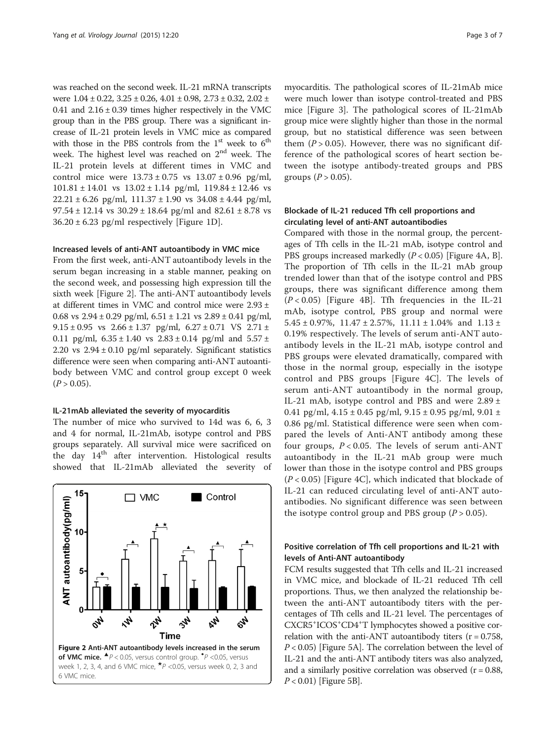was reached on the second week. IL-21 mRNA transcripts were 1.04 ± 0.22, 3.25 ± 0.26, 4.01 ± 0.98, 2.73 ± 0.32, 2.02 ± 0.41 and 2.16 ± 0.39 times higher respectively in the VMC group than in the PBS group. There was a significant increase of IL-21 protein levels in VMC mice as compared with those in the PBS controls from the 1st week to 6th week. The highest level was reached on 2nd week. The IL-21 protein levels at different times in VMC and control mice were 13.73 ± 0.75 vs 13.07 ± 0.96 pg/ml, 101.81 ± 14.01 vs 13.02 ± 1.14 pg/ml, 119.84 ± 12.46 vs 22.21 ± 6.26 pg/ml, 111.37 ± 1.90 vs 34.08 ± 4.44 pg/ml, 97.54 ± 12.14 vs 30.29 ± 18.64 pg/ml and 82.61 ± 8.78 vs 36.20 ± 6.23 pg/ml respectively [Figure 1D].

#### Increased levels of anti-ANT autoantibody in VMC mice

From the first week, anti-ANT autoantibody levels in the serum began increasing in a stable manner, peaking on the second week, and possessing high expression till the sixth week [Figure 2]. The anti-ANT autoantibody levels at different times in VMC and control mice were 2.93 ± 0.68 vs 2.94 ± 0.29 pg/ml, 6.51 ± 1.21 vs 2.89 ± 0.41 pg/ml, 9.15 ± 0.95 vs 2.66 ± 1.37 pg/ml, 6.27 ± 0.71 VS 2.71 ± 0.11 pg/ml, 6.35 ± 1.40 vs 2.83 ± 0.14 pg/ml and 5.57 ± 2.20 vs 2.94 ± 0.10 pg/ml separately. Significant statistics difference were seen when comparing anti-ANT autoantibody between VMC and control group except 0 week ($P > 0.05$).

#### IL-21mAb alleviated the severity of myocarditis

The number of mice who survived to 14d was 6, 6, 3 and 4 for normal, IL-21mAb, isotype control and PBS groups separately. All survival mice were sacrificed on the day 14th after intervention. Histological results showed that IL-21mAb alleviated the severity of myocarditis. The pathological scores of IL-21mAb mice were much lower than isotype control-treated and PBS mice [Figure 3]. The pathological scores of IL-21mAb group mice were slightly higher than those in the normal group, but no statistical difference was seen between them ($P > 0.05$). However, there was no significant difference of the pathological scores of heart section between the isotype antibody-treated groups and PBS groups ($P > 0.05$).

Figure 2 Anti-ANT autoantibody levels increased in the serum of VMC mice. ▲$P < 0.05$, versus control group. ◆$P < 0.05$, versus week 1, 2, 3, 4, and 6 VMC mice, ★$P < 0.05$, versus week 0, 2, 3 and 6 VMC mice.

#### Blockade of IL-21 reduced Tfh cell proportions and circulating level of anti-ANT autoantibodies

Compared with those in the normal group, the percentages of Tfh cells in the IL-21 mAb, isotype control and PBS groups increased markedly ($P < 0.05$) [Figure 4A, B]. The proportion of Tfh cells in the IL-21 mAb group trended lower than that of the isotype control and PBS groups, there was significant difference among them ($P < 0.05$) [Figure 4B]. Tfh frequencies in the IL-21 mAb, isotype control, PBS group and normal were 5.45 ± 0.97%, 11.47 ± 2.57%, 11.11 ± 1.04% and 1.13 ± 0.19% respectively. The levels of serum anti-ANT autoantibody levels in the IL-21 mAb, isotype control and PBS groups were elevated dramatically, compared with those in the normal group, especially in the isotype control and PBS groups [Figure 4C]. The levels of serum anti-ANT autoantibody in the normal group, IL-21 mAb, isotype control and PBS and were 2.89 ± 0.41 pg/ml, 4.15 ± 0.45 pg/ml, 9.15 ± 0.95 pg/ml, 9.01 ± 0.86 pg/ml. Statistical difference were seen when compared the levels of Anti-ANT antibody among these four groups, $P < 0.05$. The levels of serum anti-ANT autoantibody in the IL-21 mAb group were much lower than those in the isotype control and PBS groups ($P < 0.05$) [Figure 4C], which indicated that blockade of IL-21 can reduced circulating level of anti-ANT autoantibodies. No significant difference was seen between the isotype control group and PBS group ($P > 0.05$).

#### Positive correlation of Tfh cell proportions and IL-21 with levels of Anti-ANT autoantibody

FCM results suggested that Tfh cells and IL-21 increased in VMC mice, and blockade of IL-21 reduced Tfh cell proportions. Thus, we then analyzed the relationship between the anti-ANT autoantibody titers with the percentages of Tfh cells and IL-21 level. The percentages of $CXCR5^{+}ICOS^{+}CD4^{+}$T lymphocytes showed a positive correlation with the anti-ANT autoantibody titers ($r = 0.758$, $P < 0.05$) [Figure 5A]. The correlation between the level of IL-21 and the anti-ANT antibody titers was also analyzed, and a similarly positive correlation was observed ($r = 0.88$, $P < 0.01$) [Figure 5B].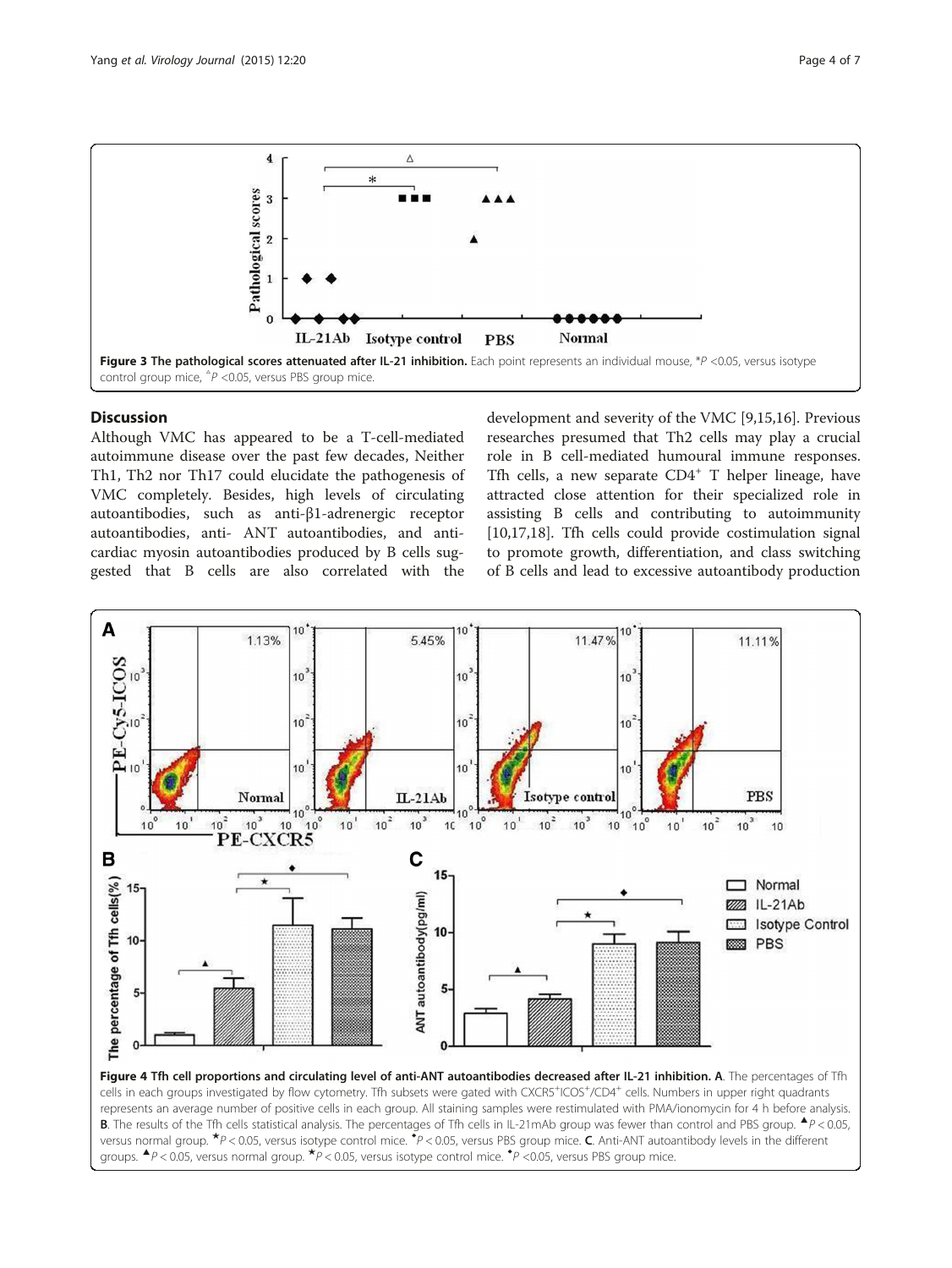**Figure 3 The pathological scores attenuated after IL-21 inhibition.** Each point represents an individual mouse, *P <0.05, versus isotype control group mice, ^P <0.05, versus PBS group mice.

## Discussion

Although VMC has appeared to be a T-cell-mediated autoimmune disease over the past few decades, Neither Th1, Th2 nor Th17 could elucidate the pathogenesis of VMC completely. Besides, high levels of circulating autoantibodies, such as anti-β1-adrenergic receptor autoantibodies, anti- ANT autoantibodies, and anti-cardiac myosin autoantibodies produced by B cells suggested that B cells are also correlated with the development and severity of the VMC [9,15,16]. Previous researches presumed that Th2 cells may play a crucial role in B cell-mediated humoural immune responses. Tfh cells, a new separate $CD4^+$ T helper lineage, have attracted close attention for their specialized role in assisting B cells and contributing to autoimmunity [10,17,18]. Tfh cells could provide costimulation signal to promote growth, differentiation, and class switching of B cells and lead to excessive autoantibody production

**Figure 4 Tfh cell proportions and circulating level of anti-ANT autoantibodies decreased after IL-21 inhibition. A**. The percentages of Tfh cells in each groups investigated by flow cytometry. Tfh subsets were gated with $CXCR5^+ICOS^+/CD4^+$ cells. Numbers in upper right quadrants represents an average number of positive cells in each group. All staining samples were restimulated with PMA/ionomycin for 4 h before analysis. **B**. The results of the Tfh cells statistical analysis. The percentages of Tfh cells in IL-21mAb group was fewer than control and PBS group. ▲P < 0.05, versus normal group. ★P < 0.05, versus isotype control mice. ♦P < 0.05, versus PBS group mice. **C**. Anti-ANT autoantibody levels in the different groups. ▲P < 0.05, versus normal group. ★P < 0.05, versus isotype control mice. ♦P <0.05, versus PBS group mice.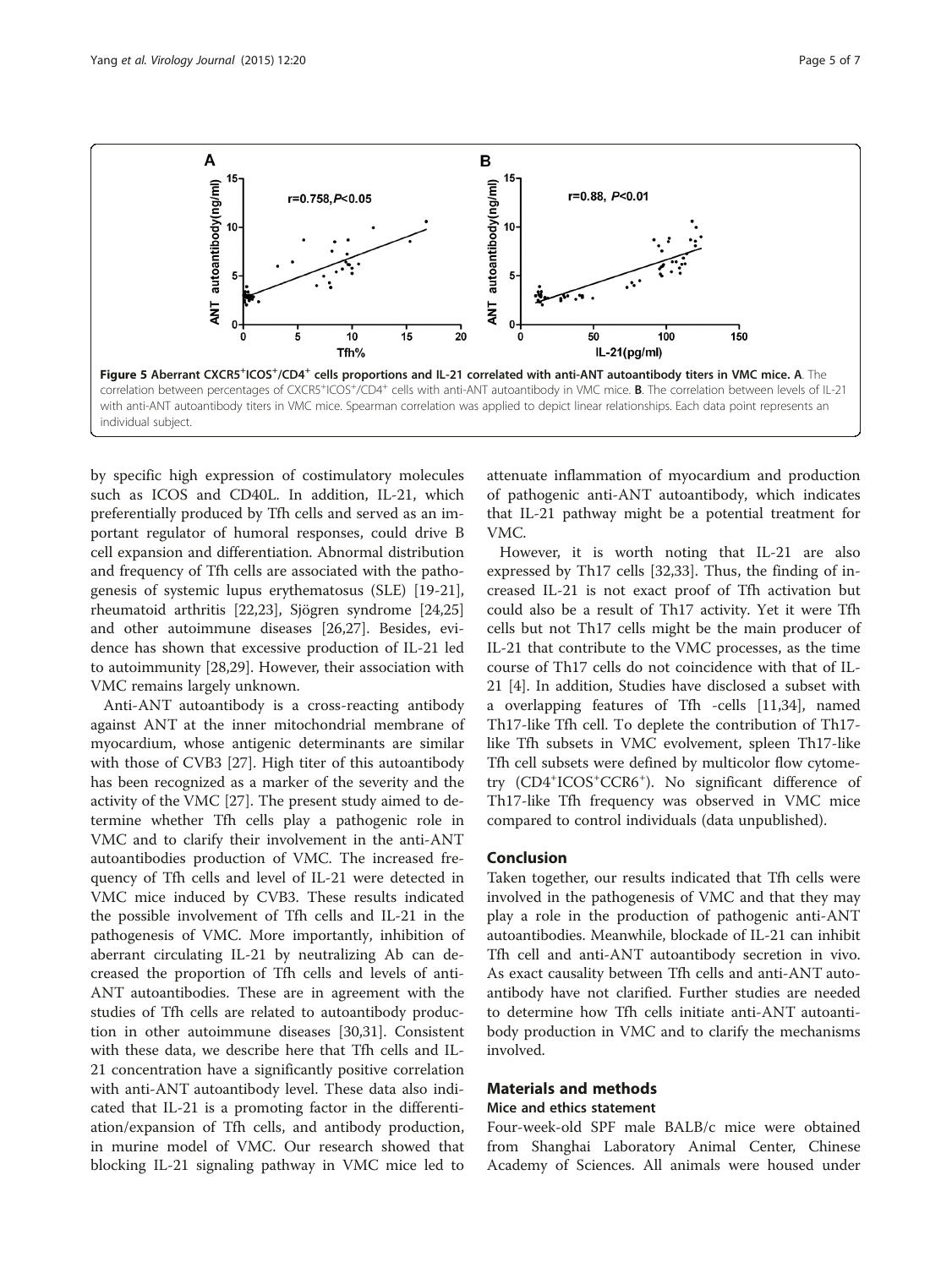**Figure 5 Aberrant CXCR5⁺ICOS⁺/CD4⁺ cells proportions and IL-21 correlated with anti-ANT autoantibody titers in VMC mice. A**. The correlation between percentages of CXCR5⁺ICOS⁺/CD4⁺ cells with anti-ANT autoantibody in VMC mice. **B**. The correlation between levels of IL-21 with anti-ANT autoantibody titers in VMC mice. Spearman correlation was applied to depict linear relationships. Each data point represents an individual subject.

by specific high expression of costimulatory molecules such as ICOS and CD40L. In addition, IL-21, which preferentially produced by Tfh cells and served as an important regulator of humoral responses, could drive B cell expansion and differentiation. Abnormal distribution and frequency of Tfh cells are associated with the pathogenesis of systemic lupus erythematosus (SLE) [19-21], rheumatoid arthritis [22,23], Sjögren syndrome [24,25] and other autoimmune diseases [26,27]. Besides, evidence has shown that excessive production of IL-21 led to autoimmunity [28,29]. However, their association with VMC remains largely unknown.

Anti-ANT autoantibody is a cross-reacting antibody against ANT at the inner mitochondrial membrane of myocardium, whose antigenic determinants are similar with those of CVB3 [27]. High titer of this autoantibody has been recognized as a marker of the severity and the activity of the VMC [27]. The present study aimed to determine whether Tfh cells play a pathogenic role in VMC and to clarify their involvement in the anti-ANT autoantibodies production of VMC. The increased frequency of Tfh cells and level of IL-21 were detected in VMC mice induced by CVB3. These results indicated the possible involvement of Tfh cells and IL-21 in the pathogenesis of VMC. More importantly, inhibition of aberrant circulating IL-21 by neutralizing Ab can decreased the proportion of Tfh cells and levels of anti-ANT autoantibodies. These are in agreement with the studies of Tfh cells are related to autoantibody production in other autoimmune diseases [30,31]. Consistent with these data, we describe here that Tfh cells and IL-21 concentration have a significantly positive correlation with anti-ANT autoantibody level. These data also indicated that IL-21 is a promoting factor in the differentiation/expansion of Tfh cells, and antibody production, in murine model of VMC. Our research showed that blocking IL-21 signaling pathway in VMC mice led to attenuate inflammation of myocardium and production of pathogenic anti-ANT autoantibody, which indicates that IL-21 pathway might be a potential treatment for VMC.

However, it is worth noting that IL-21 are also expressed by Th17 cells [32,33]. Thus, the finding of increased IL-21 is not exact proof of Tfh activation but could also be a result of Th17 activity. Yet it were Tfh cells but not Th17 cells might be the main producer of IL-21 that contribute to the VMC processes, as the time course of Th17 cells do not coincidence with that of IL-21 [4]. In addition, Studies have disclosed a subset with a overlapping features of Tfh -cells [11,34], named Th17-like Tfh cell. To deplete the contribution of Th17-like Tfh subsets in VMC evolvement, spleen Th17-like Tfh cell subsets were defined by multicolor flow cytometry (CD4⁺ICOS⁺CCR6⁺). No significant difference of Th17-like Tfh frequency was observed in VMC mice compared to control individuals (data unpublished).

## Conclusion

Taken together, our results indicated that Tfh cells were involved in the pathogenesis of VMC and that they may play a role in the production of pathogenic anti-ANT autoantibodies. Meanwhile, blockade of IL-21 can inhibit Tfh cell and anti-ANT autoantibody secretion in vivo. As exact causality between Tfh cells and anti-ANT autoantibody have not clarified. Further studies are needed to determine how Tfh cells initiate anti-ANT autoantibody production in VMC and to clarify the mechanisms involved.

## Materials and methods

### Mice and ethics statement

Four-week-old SPF male BALB/c mice were obtained from Shanghai Laboratory Animal Center, Chinese Academy of Sciences. All animals were housed under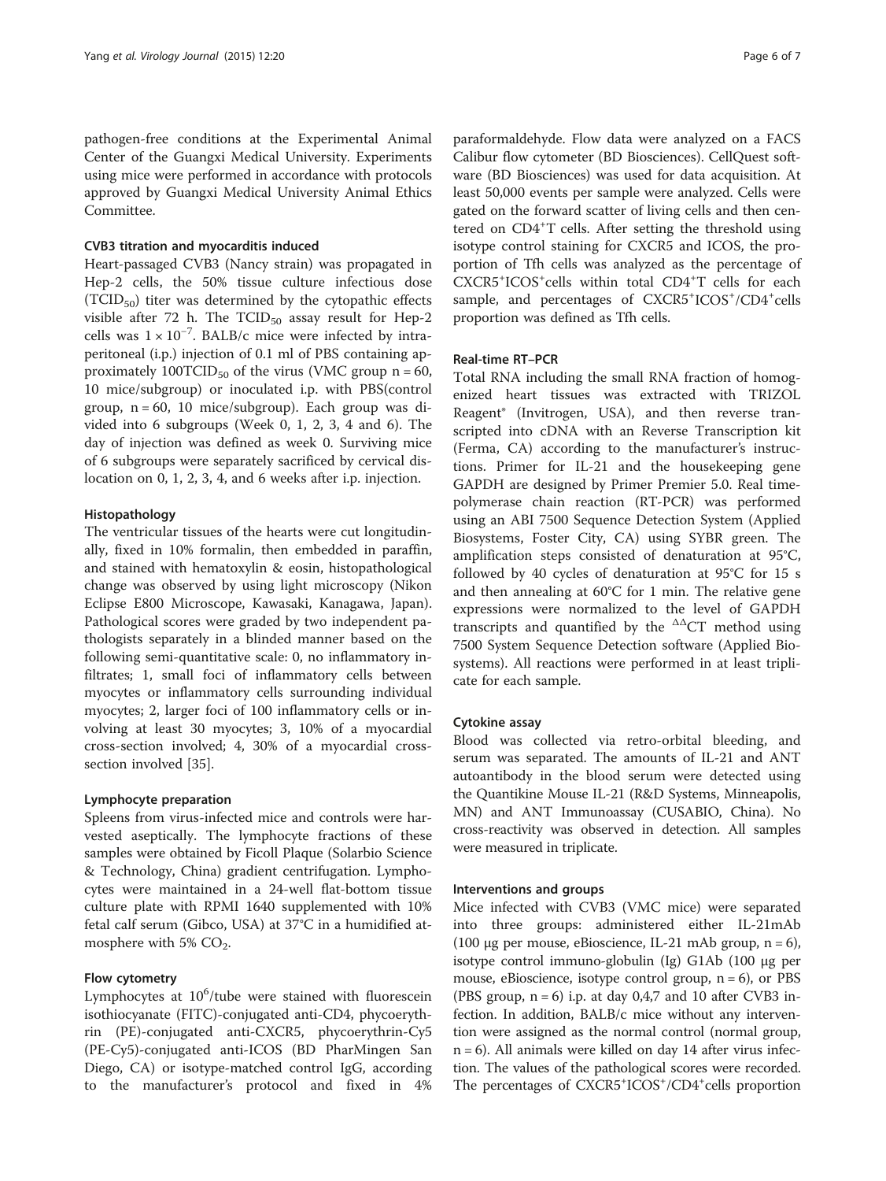pathogen-free conditions at the Experimental Animal Center of the Guangxi Medical University. Experiments using mice were performed in accordance with protocols approved by Guangxi Medical University Animal Ethics Committee.

#### CVB3 titration and myocarditis induced

Heart-passaged CVB3 (Nancy strain) was propagated in Hep-2 cells, the 50% tissue culture infectious dose ($TCID_{50}$) titer was determined by the cytopathic effects visible after 72 h. The $TCID_{50}$ assay result for Hep-2 cells was $1 \times 10^{-7}$. BALB/c mice were infected by intraperitoneal (i.p.) injection of 0.1 ml of PBS containing approximately 100$TCID_{50}$ of the virus (VMC group n = 60, 10 mice/subgroup) or inoculated i.p. with PBS(control group, n = 60, 10 mice/subgroup). Each group was divided into 6 subgroups (Week 0, 1, 2, 3, 4 and 6). The day of injection was defined as week 0. Surviving mice of 6 subgroups were separately sacrificed by cervical dislocation on 0, 1, 2, 3, 4, and 6 weeks after i.p. injection.

#### Histopathology

The ventricular tissues of the hearts were cut longitudinally, fixed in 10% formalin, then embedded in paraffin, and stained with hematoxylin & eosin, histopathological change was observed by using light microscopy (Nikon Eclipse E800 Microscope, Kawasaki, Kanagawa, Japan). Pathological scores were graded by two independent pathologists separately in a blinded manner based on the following semi-quantitative scale: 0, no inflammatory infiltrates; 1, small foci of inflammatory cells between myocytes or inflammatory cells surrounding individual myocytes; 2, larger foci of 100 inflammatory cells or involving at least 30 myocytes; 3, 10% of a myocardial cross-section involved; 4, 30% of a myocardial cross-section involved [35].

#### Lymphocyte preparation

Spleens from virus-infected mice and controls were harvested aseptically. The lymphocyte fractions of these samples were obtained by Ficoll Plaque (Solarbio Science & Technology, China) gradient centrifugation. Lymphocytes were maintained in a 24-well flat-bottom tissue culture plate with RPMI 1640 supplemented with 10% fetal calf serum (Gibco, USA) at 37°C in a humidified atmosphere with 5% $CO_2$.

#### Flow cytometry

Lymphocytes at $10^6$/tube were stained with fluorescein isothiocyanate (FITC)-conjugated anti-CD4, phycoerythrin (PE)-conjugated anti-CXCR5, phycoerythrin-Cy5 (PE-Cy5)-conjugated anti-ICOS (BD PharMingen San Diego, CA) or isotype-matched control IgG, according to the manufacturer's protocol and fixed in 4% paraformaldehyde. Flow data were analyzed on a FACS Calibur flow cytometer (BD Biosciences). CellQuest software (BD Biosciences) was used for data acquisition. At least 50,000 events per sample were analyzed. Cells were gated on the forward scatter of living cells and then centered on $CD4^+$T cells. After setting the threshold using isotype control staining for CXCR5 and ICOS, the proportion of Tfh cells was analyzed as the percentage of $CXCR5^+ICOS^+$cells within total $CD4^+$T cells for each sample, and percentages of $CXCR5^+ICOS^+/CD4^+$cells proportion was defined as Tfh cells.

#### Real-time RT–PCR

Total RNA including the small RNA fraction of homogenized heart tissues was extracted with TRIZOL Reagent® (Invitrogen, USA), and then reverse transcripted into cDNA with an Reverse Transcription kit (Ferma, CA) according to the manufacturer's instructions. Primer for IL-21 and the housekeeping gene GAPDH are designed by Primer Premier 5.0. Real time-polymerase chain reaction (RT-PCR) was performed using an ABI 7500 Sequence Detection System (Applied Biosystems, Foster City, CA) using SYBR green. The amplification steps consisted of denaturation at 95°C, followed by 40 cycles of denaturation at 95°C for 15 s and then annealing at 60°C for 1 min. The relative gene expressions were normalized to the level of GAPDH transcripts and quantified by the $^{\Delta\Delta}$CT method using 7500 System Sequence Detection software (Applied Biosystems). All reactions were performed in at least triplicate for each sample.

#### Cytokine assay

Blood was collected via retro-orbital bleeding, and serum was separated. The amounts of IL-21 and ANT autoantibody in the blood serum were detected using the Quantikine Mouse IL-21 (R&D Systems, Minneapolis, MN) and ANT Immunoassay (CUSABIO, China). No cross-reactivity was observed in detection. All samples were measured in triplicate.

#### Interventions and groups

Mice infected with CVB3 (VMC mice) were separated into three groups: administered either IL-21mAb (100 μg per mouse, eBioscience, IL-21 mAb group, n = 6), isotype control immuno-globulin (Ig) G1Ab (100 μg per mouse, eBioscience, isotype control group, n = 6), or PBS (PBS group, n = 6) i.p. at day 0,4,7 and 10 after CVB3 infection. In addition, BALB/c mice without any intervention were assigned as the normal control (normal group, n = 6). All animals were killed on day 14 after virus infection. The values of the pathological scores were recorded. The percentages of $CXCR5^+ICOS^+/CD4^+$cells proportion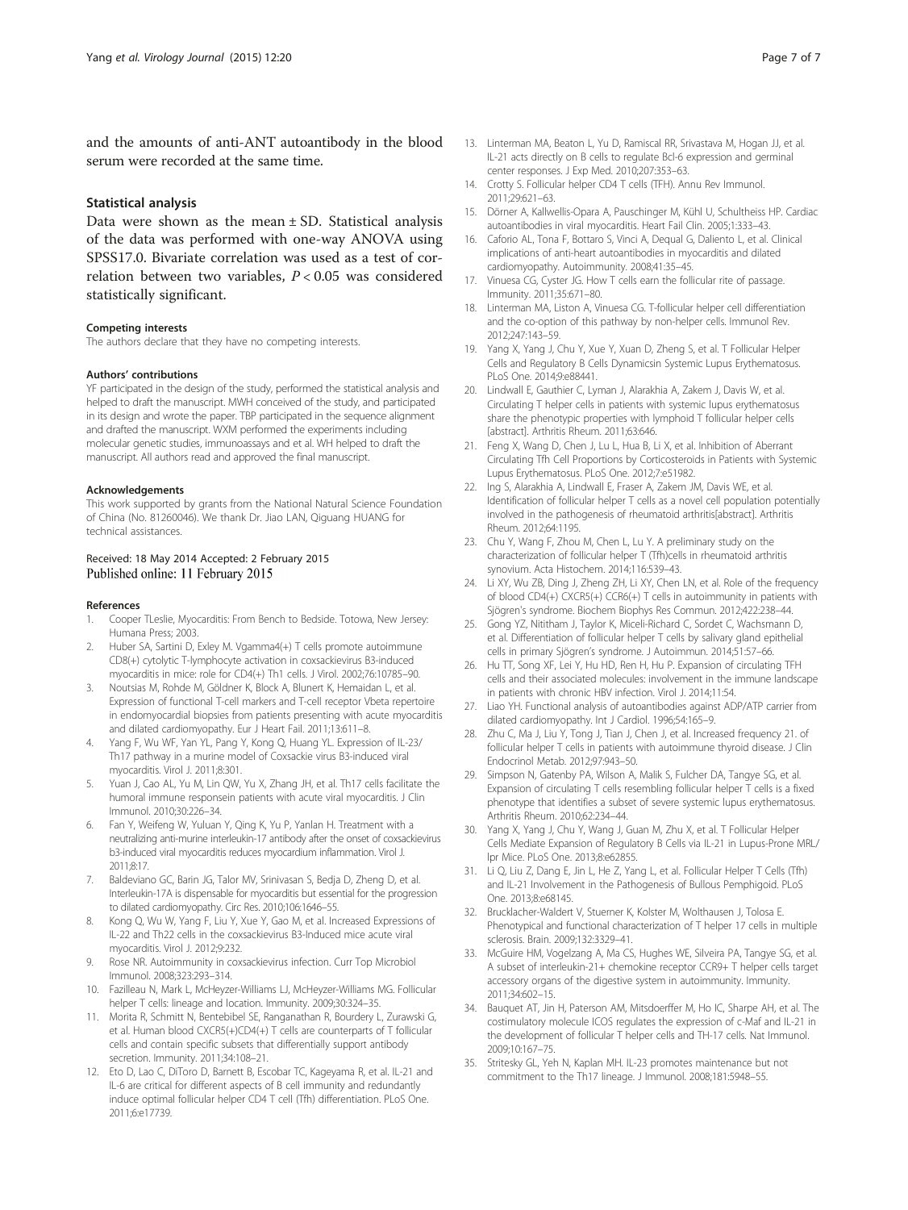and the amounts of anti-ANT autoantibody in the blood serum were recorded at the same time.

### Statistical analysis

Data were shown as the mean ± SD. Statistical analysis of the data was performed with one-way ANOVA using SPSS17.0. Bivariate correlation was used as a test of correlation between two variables, $P < 0.05$ was considered statistically significant.

#### Competing interests

The authors declare that they have no competing interests.

#### Authors' contributions

YF participated in the design of the study, performed the statistical analysis and helped to draft the manuscript. MWH conceived of the study, and participated in its design and wrote the paper. TBP participated in the sequence alignment and drafted the manuscript. WXM performed the experiments including molecular genetic studies, immunoassays and et al. WH helped to draft the manuscript. All authors read and approved the final manuscript.

#### Acknowledgements

This work supported by grants from the National Natural Science Foundation of China (No. 81260046). We thank Dr. Jiao LAN, Qiguang HUANG for technical assistances.

Received: 18 May 2014 Accepted: 2 February 2015
Published online: 11 February 2015

#### References

1. Cooper TLeslie, Myocarditis: From Bench to Bedside. Totowa, New Jersey: Humana Press; 2003.
2. Huber SA, Sartini D, Exley M. Vgamma4(+) T cells promote autoimmune CD8(+) cytolytic T-lymphocyte activation in coxsackievirus B3-induced myocarditis in mice: role for CD4(+) Th1 cells. J Virol. 2002;76:10785–90.
3. Noutsias M, Rohde M, Göldner K, Block A, Blunert K, Hemaidan L, et al. Expression of functional T-cell markers and T-cell receptor Vbeta repertoire in endomyocardial biopsies from patients presenting with acute myocarditis and dilated cardiomyopathy. Eur J Heart Fail. 2011;13:611–8.
4. Yang F, Wu WF, Yan YL, Pang Y, Kong Q, Huang YL. Expression of IL-23/Th17 pathway in a murine model of Coxsackie virus B3-induced viral myocarditis. Virol J. 2011;8:301.
5. Yuan J, Cao AL, Yu M, Lin QW, Yu X, Zhang JH, et al. Th17 cells facilitate the humoral immune responsein patients with acute viral myocarditis. J Clin Immunol. 2010;30:226–34.
6. Fan Y, Weifeng W, Yuluan Y, Qing K, Yu P, Yanlan H. Treatment with a neutralizing anti-murine interleukin-17 antibody after the onset of coxsackievirus b3-induced viral myocarditis reduces myocardium inflammation. Virol J. 2011;8:17.
7. Baldeviano GC, Barin JG, Talor MV, Srinivasan S, Bedja D, Zheng D, et al. Interleukin-17A is dispensable for myocarditis but essential for the progression to dilated cardiomyopathy. Circ Res. 2010;106:1646–55.
8. Kong Q, Wu W, Yang F, Liu Y, Xue Y, Gao M, et al. Increased Expressions of IL-22 and Th22 cells in the coxsackievirus B3-Induced mice acute viral myocarditis. Virol J. 2012;9:232.
9. Rose NR. Autoimmunity in coxsackievirus infection. Curr Top Microbiol Immunol. 2008;323:293–314.
10. Fazilleau N, Mark L, McHeyzer-Williams LJ, McHeyzer-Williams MG. Follicular helper T cells: lineage and location. Immunity. 2009;30:324–35.
11. Morita R, Schmitt N, Bentebibel SE, Ranganathan R, Bourdery L, Zurawski G, et al. Human blood CXCR5(+)CD4(+) T cells are counterparts of T follicular cells and contain specific subsets that differentially support antibody secretion. Immunity. 2011;34:108–21.
12. Eto D, Lao C, DiToro D, Barnett B, Escobar TC, Kageyama R, et al. IL-21 and IL-6 are critical for different aspects of B cell immunity and redundantly induce optimal follicular helper CD4 T cell (Tfh) differentiation. PLoS One. 2011;6:e17739.
13. Linterman MA, Beaton L, Yu D, Ramiscal RR, Srivastava M, Hogan JJ, et al. IL-21 acts directly on B cells to regulate Bcl-6 expression and germinal center responses. J Exp Med. 2010;207:353–63.
14. Crotty S. Follicular helper CD4 T cells (TFH). Annu Rev Immunol. 2011;29:621–63.
15. Dörner A, Kallwellis-Opara A, Pauschinger M, Kühl U, Schultheiss HP. Cardiac autoantibodies in viral myocarditis. Heart Fail Clin. 2005;1:333–43.
16. Caforio AL, Tona F, Bottaro S, Vinci A, Dequal G, Daliento L, et al. Clinical implications of anti-heart autoantibodies in myocarditis and dilated cardiomyopathy. Autoimmunity. 2008;41:35–45.
17. Vinuesa CG, Cyster JG. How T cells earn the follicular rite of passage. Immunity. 2011;35:671–80.
18. Linterman MA, Liston A, Vinuesa CG. T-follicular helper cell differentiation and the co-option of this pathway by non-helper cells. Immunol Rev. 2012;247:143–59.
19. Yang X, Yang J, Chu Y, Xue Y, Xuan D, Zheng S, et al. T Follicular Helper Cells and Regulatory B Cells Dynamicsin Systemic Lupus Erythematosus. PLoS One. 2014;9:e88441.
20. Lindwall E, Gauthier C, Lyman J, Alarakhia A, Zakem J, Davis W, et al. Circulating T helper cells in patients with systemic lupus erythematosus share the phenotypic properties with lymphoid T follicular helper cells [abstract]. Arthritis Rheum. 2011;63:646.
21. Feng X, Wang D, Chen J, Lu L, Hua B, Li X, et al. Inhibition of Aberrant Circulating Tfh Cell Proportions by Corticosteroids in Patients with Systemic Lupus Erythematosus. PLoS One. 2012;7:e51982.
22. Ing S, Alarakhia A, Lindwall E, Fraser A, Zakem JM, Davis WE, et al. Identification of follicular helper T cells as a novel cell population potentially involved in the pathogenesis of rheumatoid arthritis[abstract]. Arthritis Rheum. 2012;64:1195.
23. Chu Y, Wang F, Zhou M, Chen L, Lu Y. A preliminary study on the characterization of follicular helper T (Tfh)cells in rheumatoid arthritis synovium. Acta Histochem. 2014;116:539–43.
24. Li XY, Wu ZB, Ding J, Zheng ZH, Li XY, Chen LN, et al. Role of the frequency of blood CD4(+) CXCR5(+) CCR6(+) T cells in autoimmunity in patients with Sjögren's syndrome. Biochem Biophys Res Commun. 2012;422:238–44.
25. Gong YZ, Nititham J, Taylor K, Miceli-Richard C, Sordet C, Wachsmann D, et al. Differentiation of follicular helper T cells by salivary gland epithelial cells in primary Sjögren's syndrome. J Autoimmun. 2014;51:57–66.
26. Hu TT, Song XF, Lei Y, Hu HD, Ren H, Hu P. Expansion of circulating TFH cells and their associated molecules: involvement in the immune landscape in patients with chronic HBV infection. Virol J. 2014;11:54.
27. Liao YH. Functional analysis of autoantibodies against ADP/ATP carrier from dilated cardiomyopathy. Int J Cardiol. 1996;54:165–9.
28. Zhu C, Ma J, Liu Y, Tong J, Tian J, Chen J, et al. Increased frequency 21. of follicular helper T cells in patients with autoimmune thyroid disease. J Clin Endocrinol Metab. 2012;97:943–50.
29. Simpson N, Gatenby PA, Wilson A, Malik S, Fulcher DA, Tangye SG, et al. Expansion of circulating T cells resembling follicular helper T cells is a fixed phenotype that identifies a subset of severe systemic lupus erythematosus. Arthritis Rheum. 2010;62:234–44.
30. Yang X, Yang J, Chu Y, Wang J, Guan M, Zhu X, et al. T Follicular Helper Cells Mediate Expansion of Regulatory B Cells via IL-21 in Lupus-Prone MRL/lpr Mice. PLoS One. 2013;8:e62855.
31. Li Q, Liu Z, Dang E, Jin L, He Z, Yang L, et al. Follicular Helper T Cells (Tfh) and IL-21 Involvement in the Pathogenesis of Bullous Pemphigoid. PLoS One. 2013;8:e68145.
32. Brucklacher-Waldert V, Stuerner K, Kolster M, Wolthausen J, Tolosa E. Phenotypical and functional characterization of T helper 17 cells in multiple sclerosis. Brain. 2009;132:3329–41.
33. McGuire HM, Vogelzang A, Ma CS, Hughes WE, Silveira PA, Tangye SG, et al. A subset of interleukin-21+ chemokine receptor CCR9+ T helper cells target accessory organs of the digestive system in autoimmunity. Immunity. 2011;34:602–15.
34. Bauquet AT, Jin H, Paterson AM, Mitsdoerffer M, Ho IC, Sharpe AH, et al. The costimulatory molecule ICOS regulates the expression of c-Maf and IL-21 in the development of follicular T helper cells and TH-17 cells. Nat Immunol. 2009;10:167–75.
35. Stritesky GL, Yeh N, Kaplan MH. IL-23 promotes maintenance but not commitment to the Th17 lineage. J Immunol. 2008;181:5948–55.